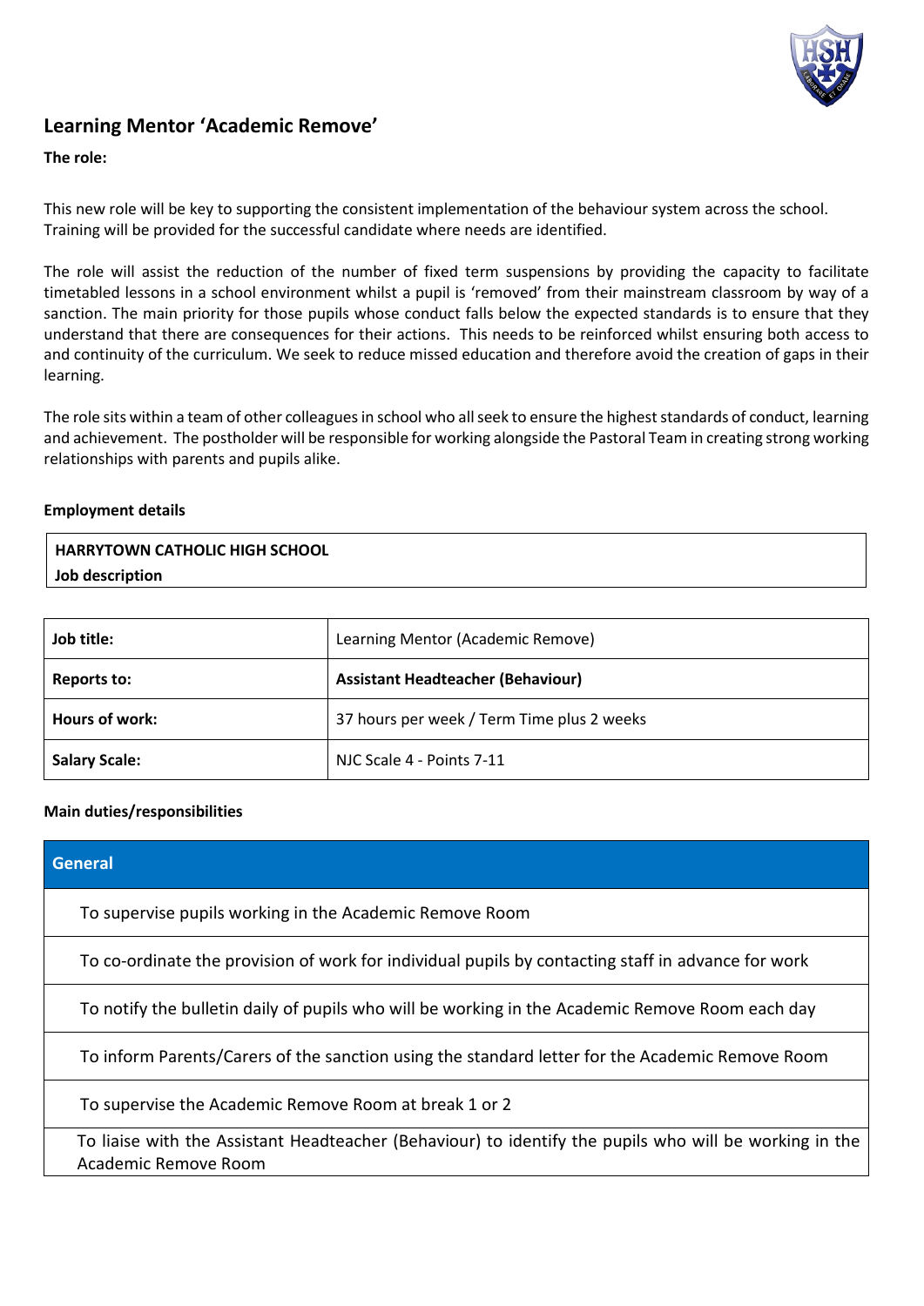## Learning Mentor 'Academic Remove'

**The role:**

This new role will be key to supporting the consistent implementation of the behaviour system across the school. Training will be provided for the successful candidate where needs are identified.

The role will assist the reduction of the number of fixed term suspensions by providing the capacity to facilitate timetabled lessons in a school environment whilst a pupil is 'removed' from their mainstream classroom by way of a sanction. The main priority for those pupils whose conduct falls below the expected standards is to ensure that they understand that there are consequences for their actions. This needs to be reinforced whilst ensuring both access to and continuity of the curriculum. We seek to reduce missed education and therefore avoid the creation of gaps in their learning.

The role sits within a team of other colleagues in school who all seek to ensure the highest standards of conduct, learning and achievement. The postholder will be responsible for working alongside the Pastoral Team in creating strong working relationships with parents and pupils alike.

**Employment details**

| **HARRYTOWN CATHOLIC HIGH SCHOOL**<br>**Job description** |
|---|

| **Job title:** | Learning Mentor (Academic Remove) |
|---|---|
| **Reports to:** | **Assistant Headteacher (Behaviour)** |
| **Hours of work:** | 37 hours per week / Term Time plus 2 weeks |
| **Salary Scale:** | NJC Scale 4 - Points 7-11 |

**Main duties/responsibilities**

| **General** |
|---|
| To supervise pupils working in the Academic Remove Room |
| To co-ordinate the provision of work for individual pupils by contacting staff in advance for work |
| To notify the bulletin daily of pupils who will be working in the Academic Remove Room each day |
| To inform Parents/Carers of the sanction using the standard letter for the Academic Remove Room |
| To supervise the Academic Remove Room at break 1 or 2 |
| To liaise with the Assistant Headteacher (Behaviour) to identify the pupils who will be working in the Academic Remove Room |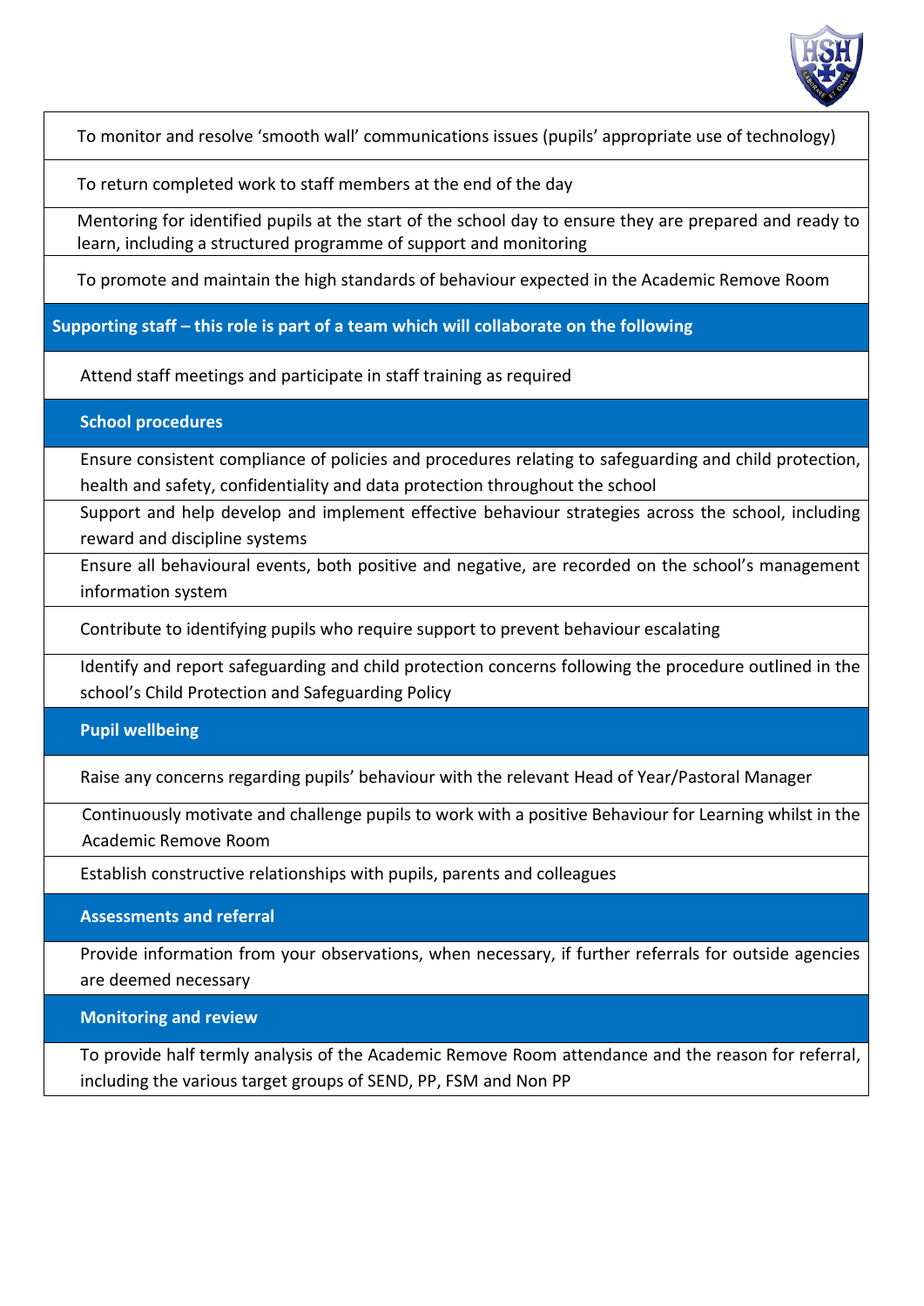| |
|---|
| To monitor and resolve 'smooth wall' communications issues (pupils' appropriate use of technology) |
| To return completed work to staff members at the end of the day |
| Mentoring for identified pupils at the start of the school day to ensure they are prepared and ready to learn, including a structured programme of support and monitoring |
| To promote and maintain the high standards of behaviour expected in the Academic Remove Room |
| **Supporting staff – this role is part of a team which will collaborate on the following** |
| Attend staff meetings and participate in staff training as required |
| **School procedures** |
| Ensure consistent compliance of policies and procedures relating to safeguarding and child protection, health and safety, confidentiality and data protection throughout the school |
| Support and help develop and implement effective behaviour strategies across the school, including reward and discipline systems |
| Ensure all behavioural events, both positive and negative, are recorded on the school's management information system |
| Contribute to identifying pupils who require support to prevent behaviour escalating |
| Identify and report safeguarding and child protection concerns following the procedure outlined in the school's Child Protection and Safeguarding Policy |
| **Pupil wellbeing** |
| Raise any concerns regarding pupils' behaviour with the relevant Head of Year/Pastoral Manager |
| Continuously motivate and challenge pupils to work with a positive Behaviour for Learning whilst in the Academic Remove Room |
| Establish constructive relationships with pupils, parents and colleagues |
| **Assessments and referral** |
| Provide information from your observations, when necessary, if further referrals for outside agencies are deemed necessary |
| **Monitoring and review** |
| To provide half termly analysis of the Academic Remove Room attendance and the reason for referral, including the various target groups of SEND, PP, FSM and Non PP |